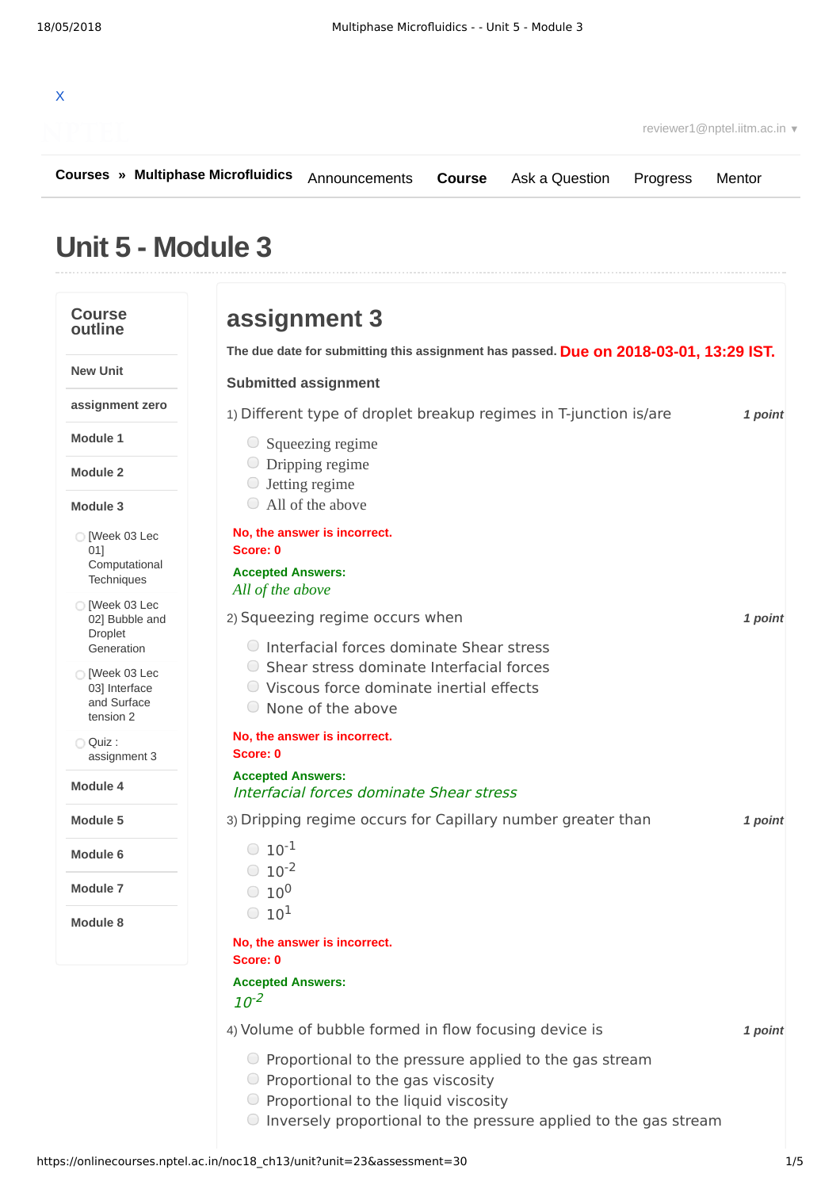X

reviewer1@nptel.iitm.ac.in ▾

**Courses** » **Multiphase Microfluidics** Announcements **Course** Ask a Question Progress Mentor

# Unit 5 - Module 3

### Course outline

- **New Unit**
- **assignment zero**
- **Module 1**
- **Module 2**
- **Module 3**
  - [Week 03 Lec 01] Computational Techniques
  - [Week 03 Lec 02] Bubble and Droplet Generation
  - [Week 03 Lec 03] Interface and Surface tension 2
  - Quiz : assignment 3
- **Module 4**
- **Module 5**
- **Module 6**
- **Module 7**
- **Module 8**

## assignment 3

**The due date for submitting this assignment has passed.** **Due on 2018-03-01, 13:29 IST.**

**Submitted assignment**

1) Different type of droplet breakup regimes in T-junction is/are *1 point*

- Squeezing regime
- Dripping regime
- Jetting regime
- All of the above

**No, the answer is incorrect.**
**Score: 0**

**Accepted Answers:**
*All of the above*

2) Squeezing regime occurs when *1 point*

- Interfacial forces dominate Shear stress
- Shear stress dominate Interfacial forces
- Viscous force dominate inertial effects
- None of the above

**No, the answer is incorrect.**
**Score: 0**

**Accepted Answers:**
*Interfacial forces dominate Shear stress*

3) Dripping regime occurs for Capillary number greater than *1 point*

- $10^{-1}$
- $10^{-2}$
- $10^{0}$
- $10^{1}$

**No, the answer is incorrect.**
**Score: 0**

**Accepted Answers:**
$10^{-2}$

4) Volume of bubble formed in flow focusing device is *1 point*

- Proportional to the pressure applied to the gas stream
- Proportional to the gas viscosity
- Proportional to the liquid viscosity
- Inversely proportional to the pressure applied to the gas stream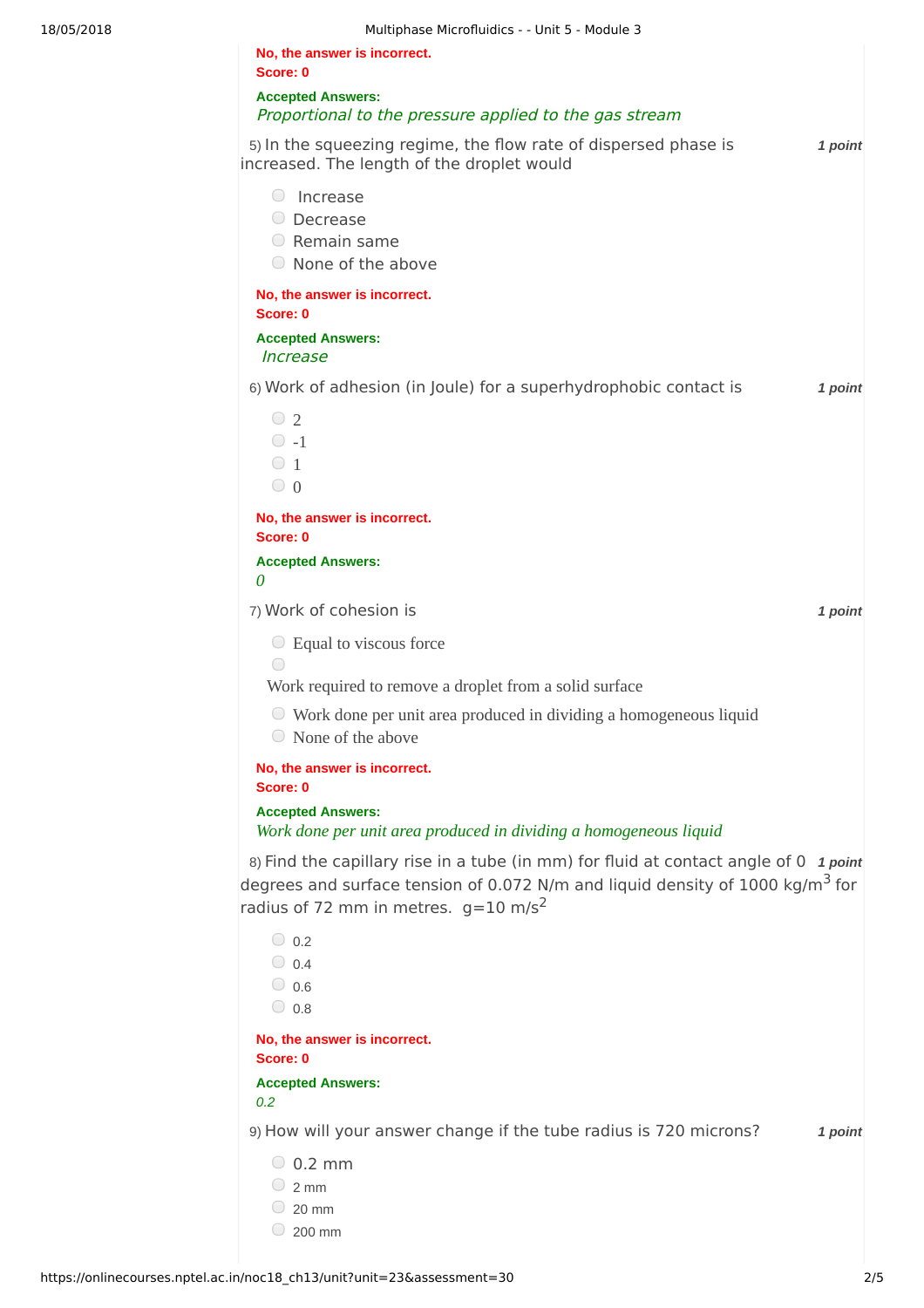No, the answer is incorrect.
Score: 0

**Accepted Answers:**
*Proportional to the pressure applied to the gas stream*

5) In the squeezing regime, the flow rate of dispersed phase is increased. The length of the droplet would — **1 point**

- Increase
- Decrease
- Remain same
- None of the above

No, the answer is incorrect.
Score: 0

**Accepted Answers:**
*Increase*

6) Work of adhesion (in Joule) for a superhydrophobic contact is — **1 point**

- 2
- -1
- 1
- 0

No, the answer is incorrect.
Score: 0

**Accepted Answers:**
*0*

7) Work of cohesion is — **1 point**

- Equal to viscous force
- Work required to remove a droplet from a solid surface
- Work done per unit area produced in dividing a homogeneous liquid
- None of the above

No, the answer is incorrect.
Score: 0

**Accepted Answers:**
*Work done per unit area produced in dividing a homogeneous liquid*

8) Find the capillary rise in a tube (in mm) for fluid at contact angle of 0 degrees and surface tension of 0.072 N/m and liquid density of 1000 kg/m$^3$ for radius of 72 mm in metres. g=10 m/s$^2$ — **1 point**

- 0.2
- 0.4
- 0.6
- 0.8

No, the answer is incorrect.
Score: 0

**Accepted Answers:**
*0.2*

9) How will your answer change if the tube radius is 720 microns? — **1 point**

- 0.2 mm
- 2 mm
- 20 mm
- 200 mm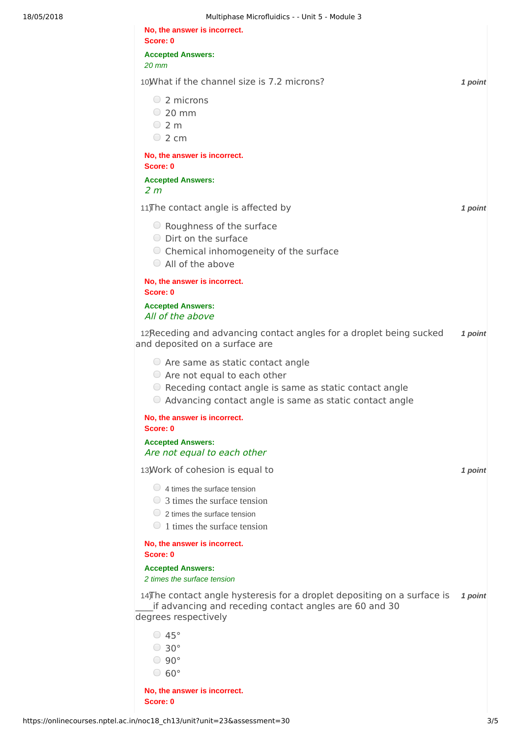No, the answer is incorrect.
Score: 0

Accepted Answers:
*20 mm*

10) What if the channel size is 7.2 microns? **1 point**

- 2 microns
- 20 mm
- 2 m
- 2 cm

No, the answer is incorrect.
Score: 0

Accepted Answers:
*2 m*

11) The contact angle is affected by **1 point**

- Roughness of the surface
- Dirt on the surface
- Chemical inhomogeneity of the surface
- All of the above

No, the answer is incorrect.
Score: 0

Accepted Answers:
*All of the above*

12) Receding and advancing contact angles for a droplet being sucked and deposited on a surface are **1 point**

- Are same as static contact angle
- Are not equal to each other
- Receding contact angle is same as static contact angle
- Advancing contact angle is same as static contact angle

No, the answer is incorrect.
Score: 0

Accepted Answers:
*Are not equal to each other*

13) Work of cohesion is equal to **1 point**

- 4 times the surface tension
- 3 times the surface tension
- 2 times the surface tension
- 1 times the surface tension

No, the answer is incorrect.
Score: 0

Accepted Answers:
*2 times the surface tension*

14) The contact angle hysteresis for a droplet depositing on a surface is ____ if advancing and receding contact angles are 60 and 30 degrees respectively **1 point**

- 45°
- 30°
- 90°
- 60°

No, the answer is incorrect.
Score: 0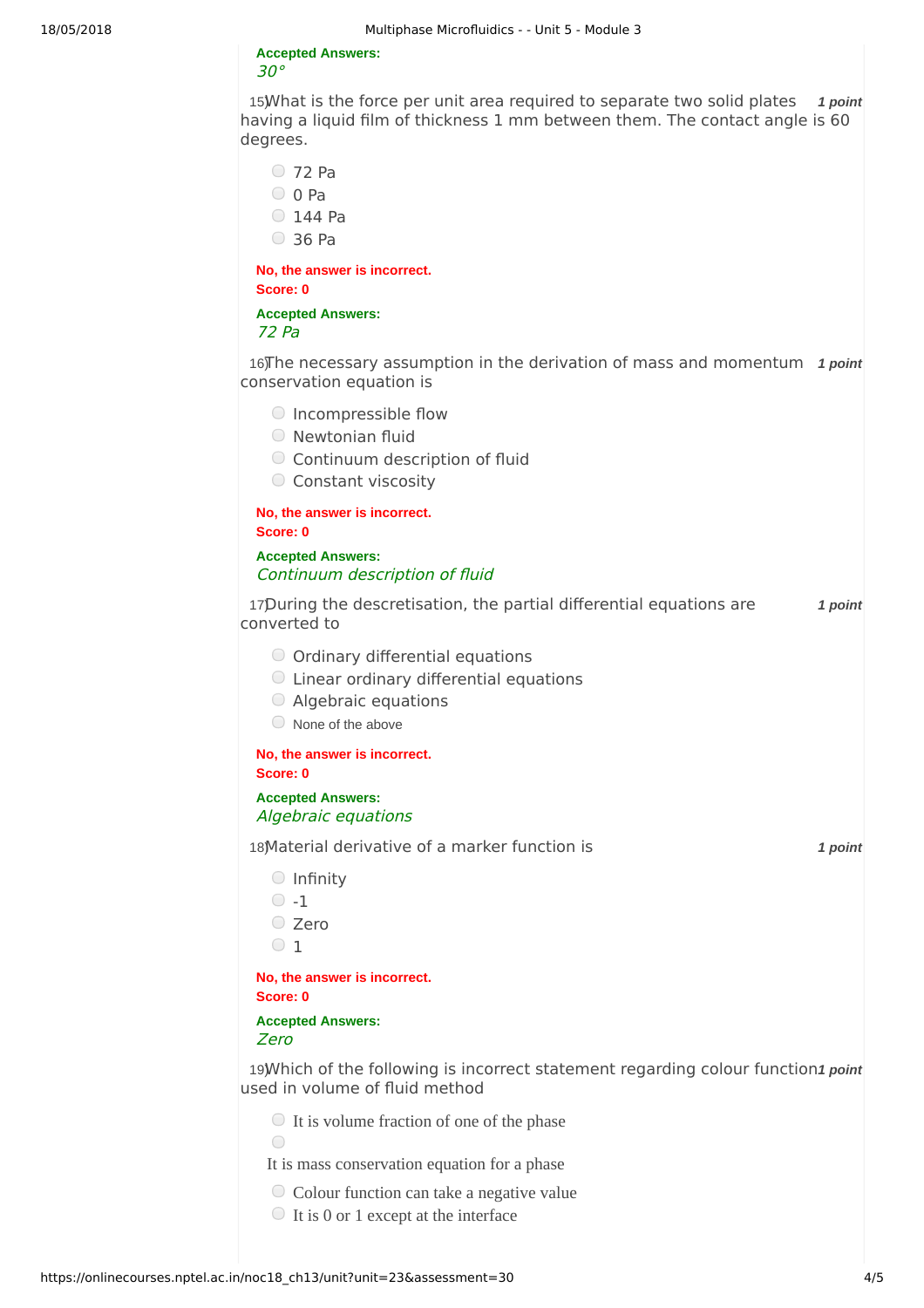**Accepted Answers:**
*30°*

15) What is the force per unit area required to separate two solid plates having a liquid film of thickness 1 mm between them. The contact angle is 60 degrees. **1 point**

- 72 Pa
- 0 Pa
- 144 Pa
- 36 Pa

**No, the answer is incorrect.**
**Score: 0**

**Accepted Answers:**
*72 Pa*

16) The necessary assumption in the derivation of mass and momentum conservation equation is **1 point**

- Incompressible flow
- Newtonian fluid
- Continuum description of fluid
- Constant viscosity

**No, the answer is incorrect.**
**Score: 0**

**Accepted Answers:**
*Continuum description of fluid*

17) During the descretisation, the partial differential equations are converted to **1 point**

- Ordinary differential equations
- Linear ordinary differential equations
- Algebraic equations
- None of the above

**No, the answer is incorrect.**
**Score: 0**

**Accepted Answers:**
*Algebraic equations*

18) Material derivative of a marker function is **1 point**

- Infinity
- -1
- Zero
- 1

**No, the answer is incorrect.**
**Score: 0**

**Accepted Answers:**
*Zero*

19) Which of the following is incorrect statement regarding colour function used in volume of fluid method **1 point**

- It is volume fraction of one of the phase
- It is mass conservation equation for a phase
- Colour function can take a negative value
- It is 0 or 1 except at the interface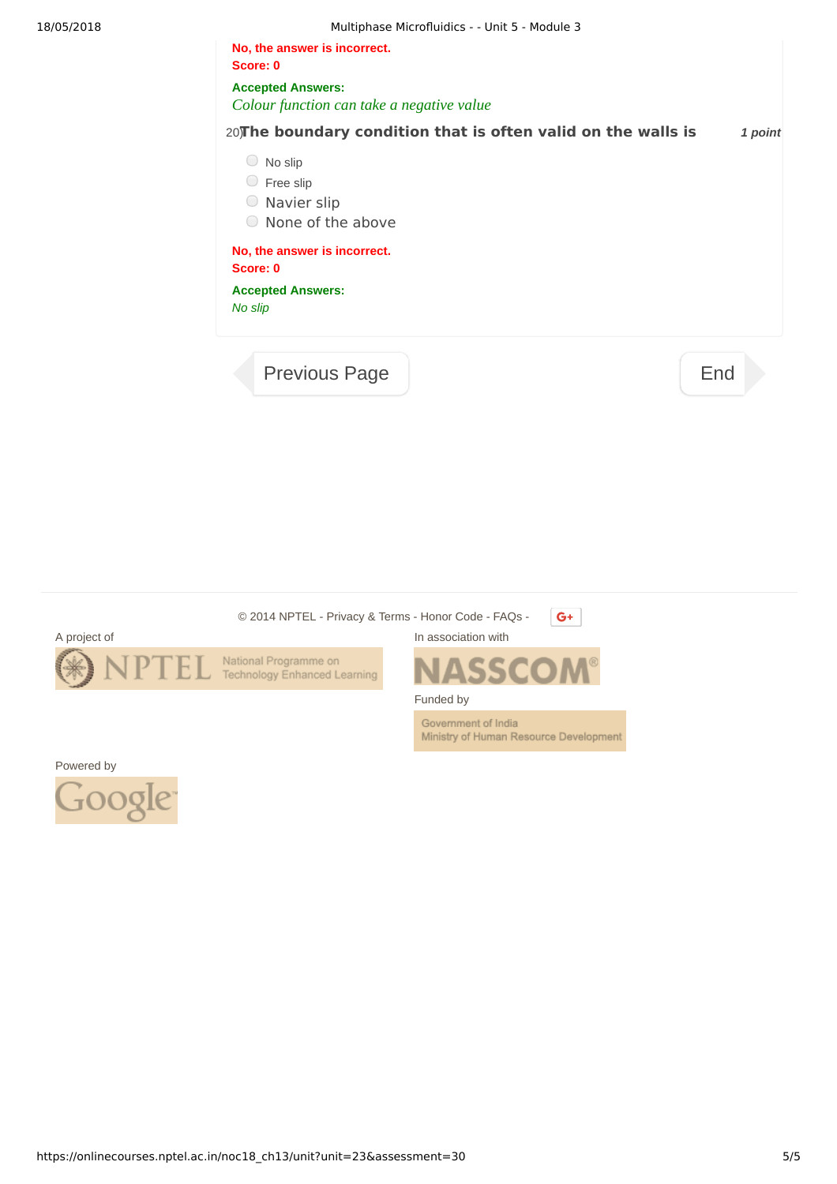**No, the answer is incorrect.**
**Score: 0**

**Accepted Answers:**
*Colour function can take a negative value*

20) **The boundary condition that is often valid on the walls is** *1 point*

- No slip
- Free slip
- Navier slip
- None of the above

**No, the answer is incorrect.**
**Score: 0**

**Accepted Answers:**
*No slip*

Previous Page

End

© 2014 NPTEL - Privacy & Terms - Honor Code - FAQs -

A project of

NPTEL National Programme on Technology Enhanced Learning

In association with

NASSCOM

Funded by

Government of India Ministry of Human Resource Development

Powered by

Google